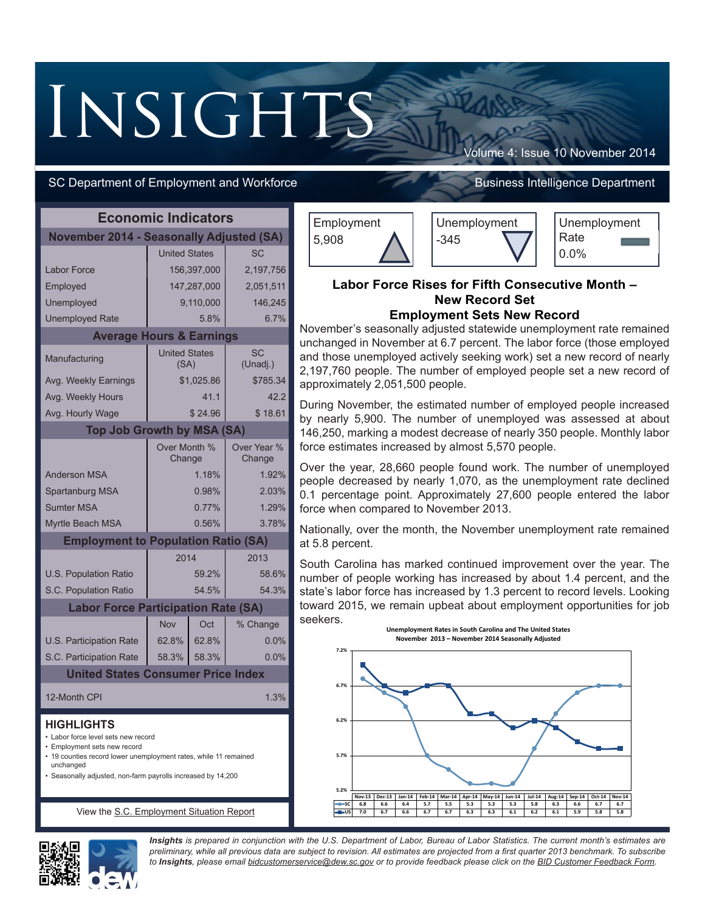# INSIGHTS

Volume 4: Issue 10 November 2014

SC Department of Employment and Workforce

Business Intelligence Department

## Economic Indicators

| November 2014 - Seasonally Adjusted (SA) | | |
|---|---|---|
| | United States | SC |
| Labor Force | 156,397,000 | 2,197,756 |
| Employed | 147,287,000 | 2,051,511 |
| Unemployed | 9,110,000 | 146,245 |
| Unemployed Rate | 5.8% | 6.7% |

**Average Hours & Earnings**

| Manufacturing | United States (SA) | SC (Unadj.) |
|---|---|---|
| Avg. Weekly Earnings | $1,025.86 | $785.34 |
| Avg. Weekly Hours | 41.1 | 42.2 |
| Avg. Hourly Wage | $ 24.96 | $ 18.61 |

**Top Job Growth by MSA (SA)**

| | Over Month % Change | Over Year % Change |
|---|---|---|
| Anderson MSA | 1.18% | 1.92% |
| Spartanburg MSA | 0.98% | 2.03% |
| Sumter MSA | 0.77% | 1.29% |
| Myrtle Beach MSA | 0.56% | 3.78% |

**Employment to Population Ratio (SA)**

| | 2014 | 2013 |
|---|---|---|
| U.S. Population Ratio | 59.2% | 58.6% |
| S.C. Population Ratio | 54.5% | 54.3% |

**Labor Force Participation Rate (SA)**

| | Nov | Oct | % Change |
|---|---|---|---|
| U.S. Participation Rate | 62.8% | 62.8% | 0.0% |
| S.C. Participation Rate | 58.3% | 58.3% | 0.0% |

**United States Consumer Price Index**

| 12-Month CPI | 1.3% |
|---|---|

## HIGHLIGHTS

- Labor force level sets new record
- Employment sets new record
- 19 counties record lower unemployment rates, while 11 remained unchanged
- Seasonally adjusted, non-farm payrolls increased by 14,200

View the S.C. Employment Situation Report

| Employment | Unemployment | Unemployment Rate |
|---|---|---|
| 5,908 | -345 | 0.0% |

### Labor Force Rises for Fifth Consecutive Month – New Record Set
### Employment Sets New Record

November's seasonally adjusted statewide unemployment rate remained unchanged in November at 6.7 percent. The labor force (those employed and those unemployed actively seeking work) set a new record of nearly 2,197,760 people. The number of employed people set a new record of approximately 2,051,500 people.

During November, the estimated number of employed people increased by nearly 5,900. The number of unemployed was assessed at about 146,250, marking a modest decrease of nearly 350 people. Monthly labor force estimates increased by almost 5,570 people.

Over the year, 28,660 people found work. The number of unemployed people decreased by nearly 1,070, as the unemployment rate declined 0.1 percentage point. Approximately 27,600 people entered the labor force when compared to November 2013.

Nationally, over the month, the November unemployment rate remained at 5.8 percent.

South Carolina has marked continued improvement over the year. The number of people working has increased by about 1.4 percent, and the state's labor force has increased by 1.3 percent to record levels. Looking toward 2015, we remain upbeat about employment opportunities for job seekers.

**Unemployment Rates in South Carolina and The United States**
**November 2013 – November 2014 Seasonally Adjusted**

| | Nov-13 | Dec-13 | Jan-14 | Feb-14 | Mar-14 | Apr-14 | May-14 | Jun-14 | Jul-14 | Aug-14 | Sep-14 | Oct-14 | Nov-14 |
|---|---|---|---|---|---|---|---|---|---|---|---|---|---|
| SC | 6.8 | 6.6 | 6.4 | 5.7 | 5.5 | 5.3 | 5.3 | 5.3 | 5.8 | 6.3 | 6.6 | 6.7 | 6.7 |
| US | 7.0 | 6.7 | 6.6 | 6.7 | 6.7 | 6.3 | 6.3 | 6.1 | 6.2 | 6.1 | 5.9 | 5.8 | 5.8 |

*Insights* is prepared in conjunction with the U.S. Department of Labor, Bureau of Labor Statistics. The current month's estimates are preliminary, while all previous data are subject to revision. All estimates are projected from a first quarter 2013 benchmark. To subscribe to *Insights*, please email bidcustomerservice@dew.sc.gov or to provide feedback please click on the BID Customer Feedback Form.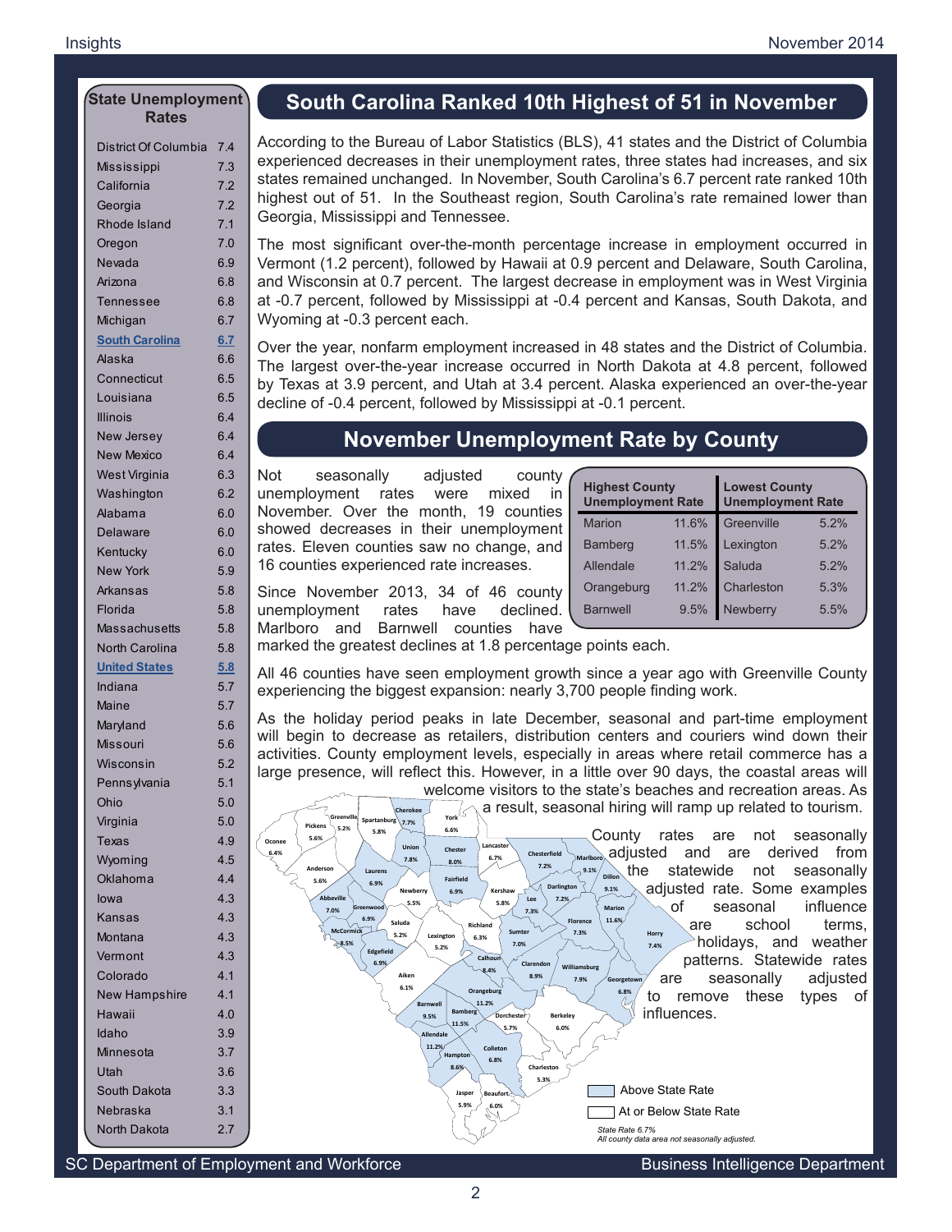## State Unemployment Rates

| State | Rate |
|---|---|
| District Of Columbia | 7.4 |
| Mississippi | 7.3 |
| California | 7.2 |
| Georgia | 7.2 |
| Rhode Island | 7.1 |
| Oregon | 7.0 |
| Nevada | 6.9 |
| Arizona | 6.8 |
| Tennessee | 6.8 |
| Michigan | 6.7 |
| **South Carolina** | **6.7** |
| Alaska | 6.6 |
| Connecticut | 6.5 |
| Louisiana | 6.5 |
| Illinois | 6.4 |
| New Jersey | 6.4 |
| New Mexico | 6.4 |
| West Virginia | 6.3 |
| Washington | 6.2 |
| Alabama | 6.0 |
| Delaware | 6.0 |
| Kentucky | 6.0 |
| New York | 5.9 |
| Arkansas | 5.8 |
| Florida | 5.8 |
| Massachusetts | 5.8 |
| North Carolina | 5.8 |
| **United States** | **5.8** |
| Indiana | 5.7 |
| Maine | 5.7 |
| Maryland | 5.6 |
| Missouri | 5.6 |
| Wisconsin | 5.2 |
| Pennsylvania | 5.1 |
| Ohio | 5.0 |
| Virginia | 5.0 |
| Texas | 4.9 |
| Wyoming | 4.5 |
| Oklahoma | 4.4 |
| Iowa | 4.3 |
| Kansas | 4.3 |
| Montana | 4.3 |
| Vermont | 4.3 |
| Colorado | 4.1 |
| New Hampshire | 4.1 |
| Hawaii | 4.0 |
| Idaho | 3.9 |
| Minnesota | 3.7 |
| Utah | 3.6 |
| South Dakota | 3.3 |
| Nebraska | 3.1 |
| North Dakota | 2.7 |

## South Carolina Ranked 10th Highest of 51 in November

According to the Bureau of Labor Statistics (BLS), 41 states and the District of Columbia experienced decreases in their unemployment rates, three states had increases, and six states remained unchanged. In November, South Carolina's 6.7 percent rate ranked 10th highest out of 51. In the Southeast region, South Carolina's rate remained lower than Georgia, Mississippi and Tennessee.

The most significant over-the-month percentage increase in employment occurred in Vermont (1.2 percent), followed by Hawaii at 0.9 percent and Delaware, South Carolina, and Wisconsin at 0.7 percent. The largest decrease in employment was in West Virginia at -0.7 percent, followed by Mississippi at -0.4 percent and Kansas, South Dakota, and Wyoming at -0.3 percent each.

Over the year, nonfarm employment increased in 48 states and the District of Columbia. The largest over-the-year increase occurred in North Dakota at 4.8 percent, followed by Texas at 3.9 percent, and Utah at 3.4 percent. Alaska experienced an over-the-year decline of -0.4 percent, followed by Mississippi at -0.1 percent.

## November Unemployment Rate by County

Not seasonally adjusted county unemployment rates were mixed in November. Over the month, 19 counties showed decreases in their unemployment rates. Eleven counties saw no change, and 16 counties experienced rate increases.

| Highest County Unemployment Rate | | Lowest County Unemployment Rate | |
|---|---|---|---|
| Marion | 11.6% | Greenville | 5.2% |
| Bamberg | 11.5% | Lexington | 5.2% |
| Allendale | 11.2% | Saluda | 5.2% |
| Orangeburg | 11.2% | Charleston | 5.3% |
| Barnwell | 9.5% | Newberry | 5.5% |

Since November 2013, 34 of 46 county unemployment rates have declined. Marlboro and Barnwell counties have marked the greatest declines at 1.8 percentage points each.

All 46 counties have seen employment growth since a year ago with Greenville County experiencing the biggest expansion: nearly 3,700 people finding work.

As the holiday period peaks in late December, seasonal and part-time employment will begin to decrease as retailers, distribution centers and couriers wind down their activities. County employment levels, especially in areas where retail commerce has a large presence, will reflect this. However, in a little over 90 days, the coastal areas will welcome visitors to the state's beaches and recreation areas. As a result, seasonal hiring will ramp up related to tourism.

County rates are not seasonally adjusted and are derived from the statewide not seasonally adjusted rate. Some examples of seasonal influence are school terms, holidays, and weather patterns. Statewide rates are seasonally adjusted to remove these types of influences.

| County | Rate | County | Rate |
|---|---|---|---|
| Abbeville | 7.0% | Greenwood | 6.9% |
| Aiken | 6.1% | Hampton | 8.6% |
| Allendale | 11.2% | Horry | 7.4% |
| Anderson | 5.6% | Jasper | 5.9% |
| Bamberg | 11.5% | Kershaw | 5.8% |
| Barnwell | 9.5% | Lancaster | 6.7% |
| Beaufort | 6.0% | Laurens | 6.9% |
| Berkeley | 6.0% | Lee | 7.3% |
| Calhoun | 8.4% | Lexington | 5.2% |
| Charleston | 5.3% | Marion | 11.6% |
| Cherokee | 7.7% | Marlboro | 9.1% |
| Chester | 8.0% | McCormick | 8.5% |
| Chesterfield | 7.2% | Newberry | 5.5% |
| Clarendon | 8.9% | Oconee | 6.4% |
| Colleton | 6.8% | Orangeburg | 11.2% |
| Darlington | 7.2% | Pickens | 5.6% |
| Dillon | 9.1% | Richland | 6.3% |
| Dorchester | 5.7% | Saluda | 5.2% |
| Edgefield | 6.9% | Spartanburg | 5.8% |
| Fairfield | 6.9% | Sumter | 7.0% |
| Florence | 7.3% | Union | 7.8% |
| Georgetown | 6.8% | Williamsburg | 7.9% |
| Greenville | 5.2% | York | 6.6% |

Above State Rate / At or Below State Rate

*State Rate 6.7%*
*All county data area not seasonally adjusted.*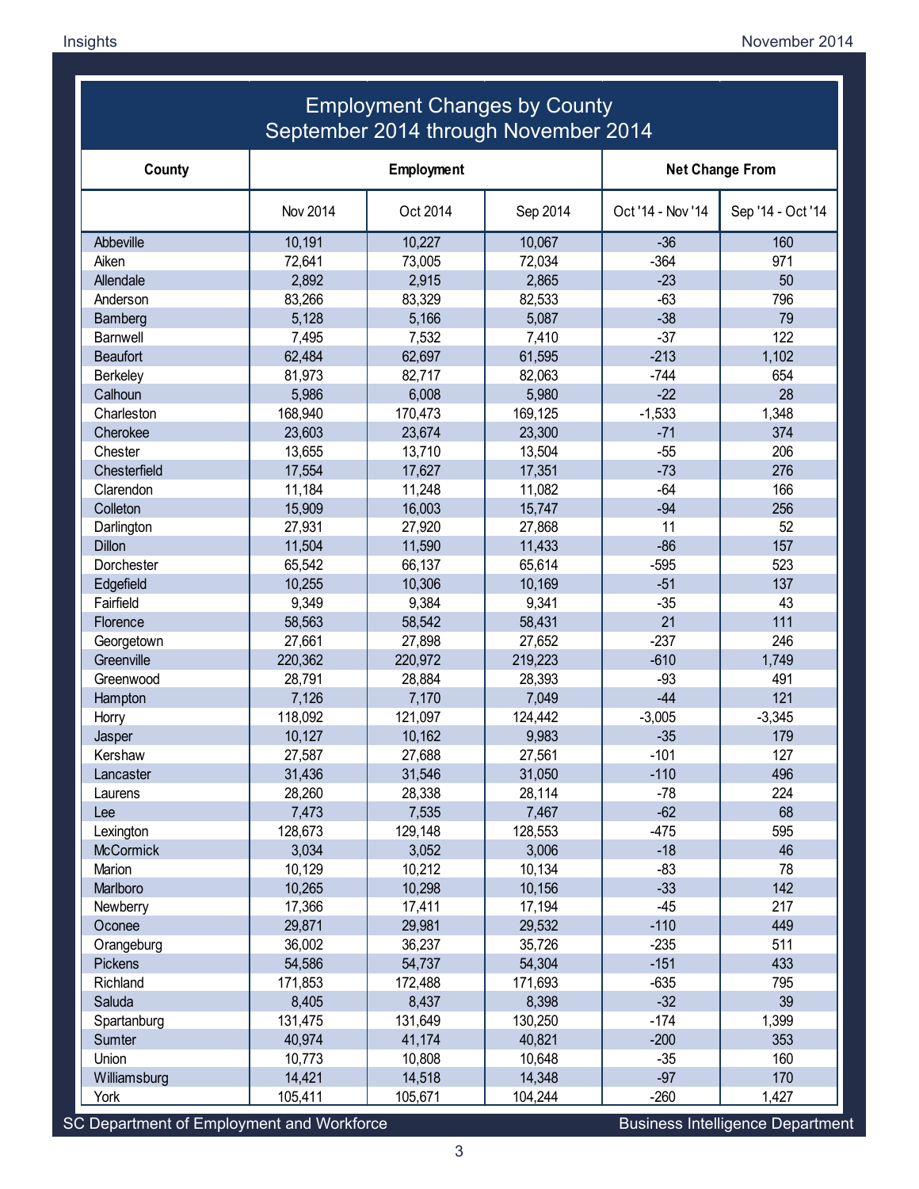## Employment Changes by County
## September 2014 through November 2014

| County | Employment | | | Net Change From | |
|---|---|---|---|---|---|
| | Nov 2014 | Oct 2014 | Sep 2014 | Oct '14 - Nov '14 | Sep '14 - Oct '14 |
| Abbeville | 10,191 | 10,227 | 10,067 | -36 | 160 |
| Aiken | 72,641 | 73,005 | 72,034 | -364 | 971 |
| Allendale | 2,892 | 2,915 | 2,865 | -23 | 50 |
| Anderson | 83,266 | 83,329 | 82,533 | -63 | 796 |
| Bamberg | 5,128 | 5,166 | 5,087 | -38 | 79 |
| Barnwell | 7,495 | 7,532 | 7,410 | -37 | 122 |
| Beaufort | 62,484 | 62,697 | 61,595 | -213 | 1,102 |
| Berkeley | 81,973 | 82,717 | 82,063 | -744 | 654 |
| Calhoun | 5,986 | 6,008 | 5,980 | -22 | 28 |
| Charleston | 168,940 | 170,473 | 169,125 | -1,533 | 1,348 |
| Cherokee | 23,603 | 23,674 | 23,300 | -71 | 374 |
| Chester | 13,655 | 13,710 | 13,504 | -55 | 206 |
| Chesterfield | 17,554 | 17,627 | 17,351 | -73 | 276 |
| Clarendon | 11,184 | 11,248 | 11,082 | -64 | 166 |
| Colleton | 15,909 | 16,003 | 15,747 | -94 | 256 |
| Darlington | 27,931 | 27,920 | 27,868 | 11 | 52 |
| Dillon | 11,504 | 11,590 | 11,433 | -86 | 157 |
| Dorchester | 65,542 | 66,137 | 65,614 | -595 | 523 |
| Edgefield | 10,255 | 10,306 | 10,169 | -51 | 137 |
| Fairfield | 9,349 | 9,384 | 9,341 | -35 | 43 |
| Florence | 58,563 | 58,542 | 58,431 | 21 | 111 |
| Georgetown | 27,661 | 27,898 | 27,652 | -237 | 246 |
| Greenville | 220,362 | 220,972 | 219,223 | -610 | 1,749 |
| Greenwood | 28,791 | 28,884 | 28,393 | -93 | 491 |
| Hampton | 7,126 | 7,170 | 7,049 | -44 | 121 |
| Horry | 118,092 | 121,097 | 124,442 | -3,005 | -3,345 |
| Jasper | 10,127 | 10,162 | 9,983 | -35 | 179 |
| Kershaw | 27,587 | 27,688 | 27,561 | -101 | 127 |
| Lancaster | 31,436 | 31,546 | 31,050 | -110 | 496 |
| Laurens | 28,260 | 28,338 | 28,114 | -78 | 224 |
| Lee | 7,473 | 7,535 | 7,467 | -62 | 68 |
| Lexington | 128,673 | 129,148 | 128,553 | -475 | 595 |
| McCormick | 3,034 | 3,052 | 3,006 | -18 | 46 |
| Marion | 10,129 | 10,212 | 10,134 | -83 | 78 |
| Marlboro | 10,265 | 10,298 | 10,156 | -33 | 142 |
| Newberry | 17,366 | 17,411 | 17,194 | -45 | 217 |
| Oconee | 29,871 | 29,981 | 29,532 | -110 | 449 |
| Orangeburg | 36,002 | 36,237 | 35,726 | -235 | 511 |
| Pickens | 54,586 | 54,737 | 54,304 | -151 | 433 |
| Richland | 171,853 | 172,488 | 171,693 | -635 | 795 |
| Saluda | 8,405 | 8,437 | 8,398 | -32 | 39 |
| Spartanburg | 131,475 | 131,649 | 130,250 | -174 | 1,399 |
| Sumter | 40,974 | 41,174 | 40,821 | -200 | 353 |
| Union | 10,773 | 10,808 | 10,648 | -35 | 160 |
| Williamsburg | 14,421 | 14,518 | 14,348 | -97 | 170 |
| York | 105,411 | 105,671 | 104,244 | -260 | 1,427 |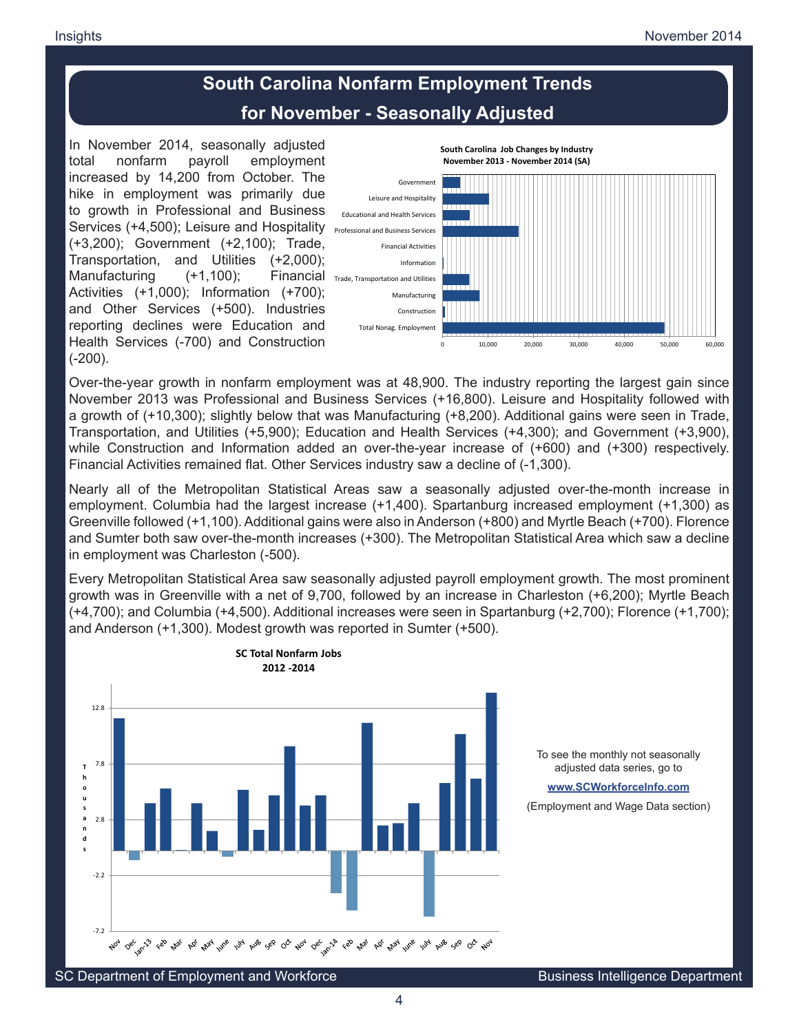# South Carolina Nonfarm Employment Trends for November - Seasonally Adjusted

In November 2014, seasonally adjusted total nonfarm payroll employment increased by 14,200 from October. The hike in employment was primarily due to growth in Professional and Business Services (+4,500); Leisure and Hospitality (+3,200); Government (+2,100); Trade, Transportation, and Utilities (+2,000); Manufacturing (+1,100); Financial Activities (+1,000); Information (+700); and Other Services (+500). Industries reporting declines were Education and Health Services (-700) and Construction (-200).

**South Carolina Job Changes by Industry November 2013 - November 2014 (SA)**

Over-the-year growth in nonfarm employment was at 48,900. The industry reporting the largest gain since November 2013 was Professional and Business Services (+16,800). Leisure and Hospitality followed with a growth of (+10,300); slightly below that was Manufacturing (+8,200). Additional gains were seen in Trade, Transportation, and Utilities (+5,900); Education and Health Services (+4,300); and Government (+3,900), while Construction and Information added an over-the-year increase of (+600) and (+300) respectively. Financial Activities remained flat. Other Services industry saw a decline of (-1,300).

Nearly all of the Metropolitan Statistical Areas saw a seasonally adjusted over-the-month increase in employment. Columbia had the largest increase (+1,400). Spartanburg increased employment (+1,300) as Greenville followed (+1,100). Additional gains were also in Anderson (+800) and Myrtle Beach (+700). Florence and Sumter both saw over-the-month increases (+300). The Metropolitan Statistical Area which saw a decline in employment was Charleston (-500).

Every Metropolitan Statistical Area saw seasonally adjusted payroll employment growth. The most prominent growth was in Greenville with a net of 9,700, followed by an increase in Charleston (+6,200); Myrtle Beach (+4,700); and Columbia (+4,500). Additional increases were seen in Spartanburg (+2,700); Florence (+1,700); and Anderson (+1,300). Modest growth was reported in Sumter (+500).

**SC Total Nonfarm Jobs 2012 -2014**

To see the monthly not seasonally adjusted data series, go to

**www.SCWorkforceInfo.com**

(Employment and Wage Data section)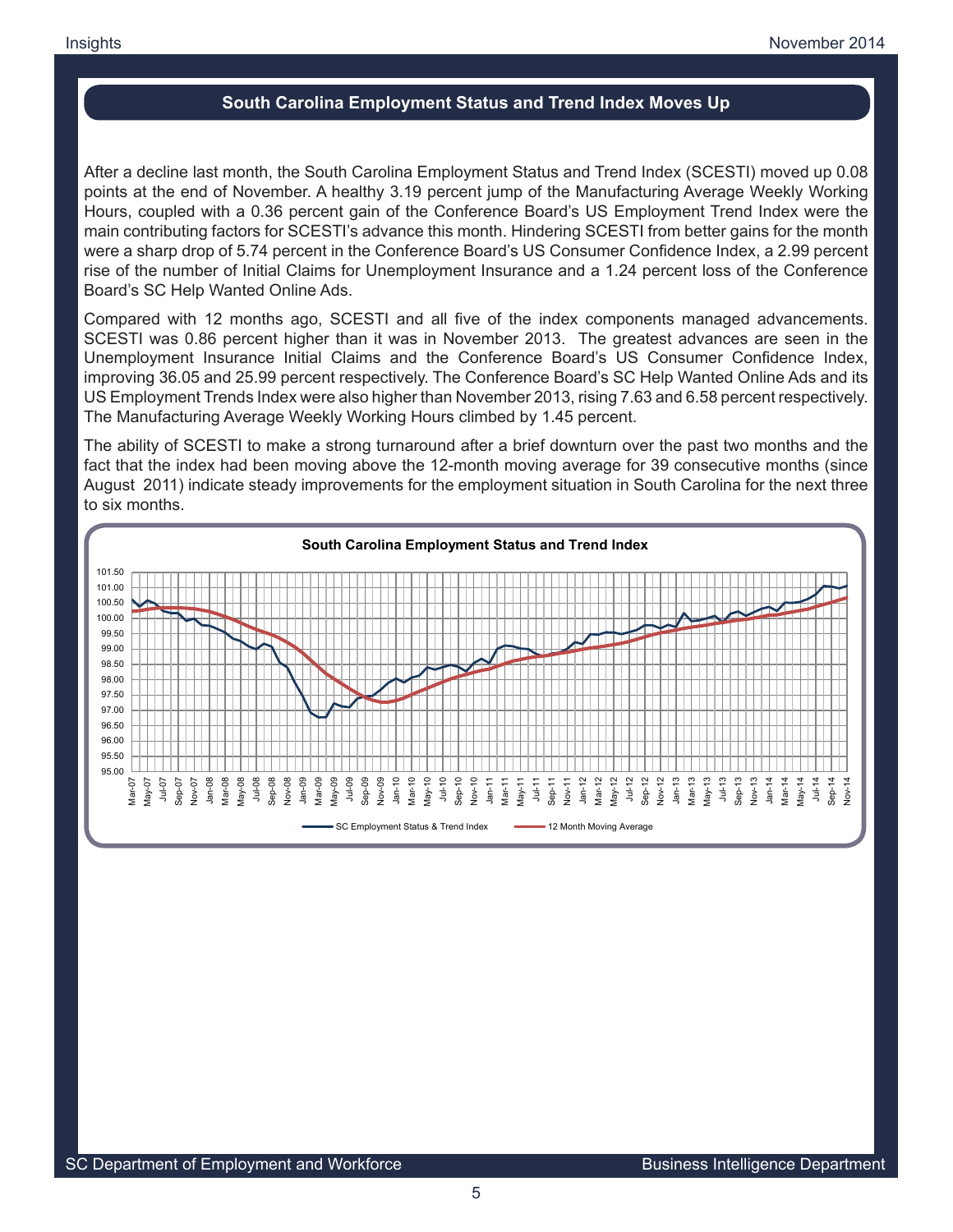## South Carolina Employment Status and Trend Index Moves Up

After a decline last month, the South Carolina Employment Status and Trend Index (SCESTI) moved up 0.08 points at the end of November. A healthy 3.19 percent jump of the Manufacturing Average Weekly Working Hours, coupled with a 0.36 percent gain of the Conference Board's US Employment Trend Index were the main contributing factors for SCESTI's advance this month. Hindering SCESTI from better gains for the month were a sharp drop of 5.74 percent in the Conference Board's US Consumer Confidence Index, a 2.99 percent rise of the number of Initial Claims for Unemployment Insurance and a 1.24 percent loss of the Conference Board's SC Help Wanted Online Ads.

Compared with 12 months ago, SCESTI and all five of the index components managed advancements. SCESTI was 0.86 percent higher than it was in November 2013. The greatest advances are seen in the Unemployment Insurance Initial Claims and the Conference Board's US Consumer Confidence Index, improving 36.05 and 25.99 percent respectively. The Conference Board's SC Help Wanted Online Ads and its US Employment Trends Index were also higher than November 2013, rising 7.63 and 6.58 percent respectively. The Manufacturing Average Weekly Working Hours climbed by 1.45 percent.

The ability of SCESTI to make a strong turnaround after a brief downturn over the past two months and the fact that the index had been moving above the 12-month moving average for 39 consecutive months (since August 2011) indicate steady improvements for the employment situation in South Carolina for the next three to six months.

**South Carolina Employment Status and Trend Index**

SC Employment Status & Trend Index — 12 Month Moving Average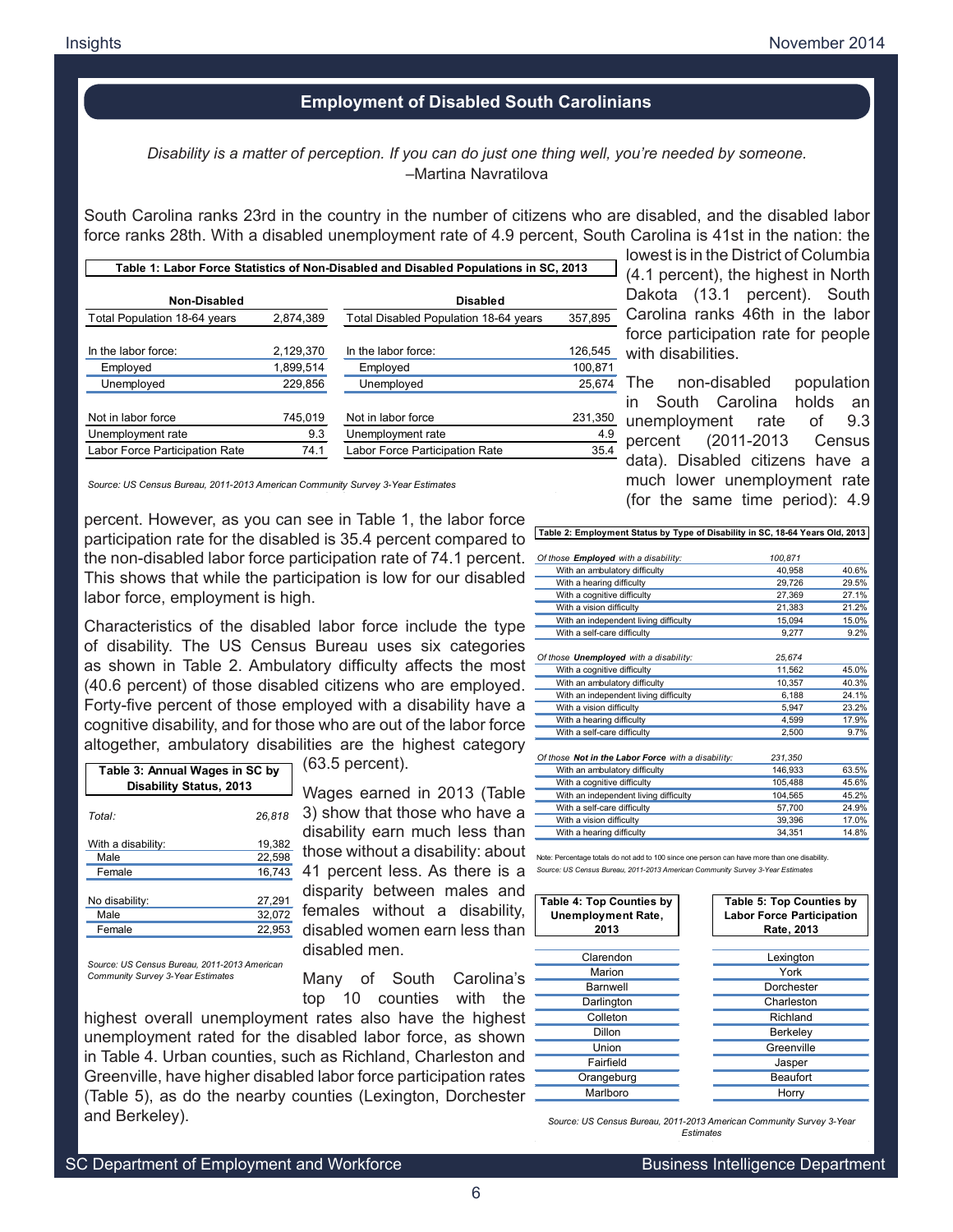## Employment of Disabled South Carolinians

*Disability is a matter of perception. If you can do just one thing well, you're needed by someone.*
–Martina Navratilova

South Carolina ranks 23rd in the country in the number of citizens who are disabled, and the disabled labor force ranks 28th. With a disabled unemployment rate of 4.9 percent, South Carolina is 41st in the nation: the lowest is in the District of Columbia (4.1 percent), the highest in North Dakota (13.1 percent). South Carolina ranks 46th in the labor force participation rate for people with disabilities.

**Table 1: Labor Force Statistics of Non-Disabled and Disabled Populations in SC, 2013**

| Non-Disabled | | Disabled | |
|---|---|---|---|
| Total Population 18-64 years | 2,874,389 | Total Disabled Population 18-64 years | 357,895 |
| In the labor force: | 2,129,370 | In the labor force: | 126,545 |
| Employed | 1,899,514 | Employed | 100,871 |
| Unemployed | 229,856 | Unemployed | 25,674 |
| Not in labor force | 745,019 | Not in labor force | 231,350 |
| Unemployment rate | 9.3 | Unemployment rate | 4.9 |
| Labor Force Participation Rate | 74.1 | Labor Force Participation Rate | 35.4 |

*Source: US Census Bureau, 2011-2013 American Community Survey 3-Year Estimates*

The non-disabled population in South Carolina holds an unemployment rate of 9.3 percent (2011-2013 Census data). Disabled citizens have a much lower unemployment rate (for the same time period): 4.9 percent. However, as you can see in Table 1, the labor force participation rate for the disabled is 35.4 percent compared to the non-disabled labor force participation rate of 74.1 percent. This shows that while the participation is low for our disabled labor force, employment is high.

Characteristics of the disabled labor force include the type of disability. The US Census Bureau uses six categories as shown in Table 2. Ambulatory difficulty affects the most (40.6 percent) of those disabled citizens who are employed. Forty-five percent of those employed with a disability have a cognitive disability, and for those who are out of the labor force altogether, ambulatory disabilities are the highest category (63.5 percent).

**Table 2: Employment Status by Type of Disability in SC, 18-64 Years Old, 2013**

| | | |
|---|---|---|
| *Of those **Employed** with a disability:* | *100,871* | |
| With an ambulatory difficulty | 40,958 | 40.6% |
| With a hearing difficulty | 29,726 | 29.5% |
| With a cognitive difficulty | 27,369 | 27.1% |
| With a vision difficulty | 21,383 | 21.2% |
| With an independent living difficulty | 15,094 | 15.0% |
| With a self-care difficulty | 9,277 | 9.2% |
| *Of those **Unemployed** with a disability:* | *25,674* | |
| With a cognitive difficulty | 11,562 | 45.0% |
| With an ambulatory difficulty | 10,357 | 40.3% |
| With an independent living difficulty | 6,188 | 24.1% |
| With a vision difficulty | 5,947 | 23.2% |
| With a hearing difficulty | 4,599 | 17.9% |
| With a self-care difficulty | 2,500 | 9.7% |
| *Of those **Not in the Labor Force** with a disability:* | *231,350* | |
| With an ambulatory difficulty | 146,933 | 63.5% |
| With a cognitive difficulty | 105,488 | 45.6% |
| With an independent living difficulty | 104,565 | 45.2% |
| With a self-care difficulty | 57,700 | 24.9% |
| With a vision difficulty | 39,396 | 17.0% |
| With a hearing difficulty | 34,351 | 14.8% |

Note: Percentage totals do not add to 100 since one person can have more than one disability.
*Source: US Census Bureau, 2011-2013 American Community Survey 3-Year Estimates*

Wages earned in 2013 (Table 3) show that those who have a disability earn much less than those without a disability: about 41 percent less. As there is a disparity between males and females without a disability, disabled women earn less than disabled men.

**Table 3: Annual Wages in SC by Disability Status, 2013**

| | |
|---|---|
| *Total:* | *26,818* |
| With a disability: | 19,382 |
| Male | 22,598 |
| Female | 16,743 |
| No disability: | 27,291 |
| Male | 32,072 |
| Female | 22,953 |

*Source: US Census Bureau, 2011-2013 American Community Survey 3-Year Estimates*

Many of South Carolina's top 10 counties with the highest overall unemployment rates also have the highest unemployment rated for the disabled labor force, as shown in Table 4. Urban counties, such as Richland, Charleston and Greenville, have higher disabled labor force participation rates (Table 5), as do the nearby counties (Lexington, Dorchester and Berkeley).

| Table 4: Top Counties by Unemployment Rate, 2013 | Table 5: Top Counties by Labor Force Participation Rate, 2013 |
|---|---|
| Clarendon | Lexington |
| Marion | York |
| Barnwell | Dorchester |
| Darlington | Charleston |
| Colleton | Richland |
| Dillon | Berkeley |
| Union | Greenville |
| Fairfield | Jasper |
| Orangeburg | Beaufort |
| Marlboro | Horry |

*Source: US Census Bureau, 2011-2013 American Community Survey 3-Year Estimates*